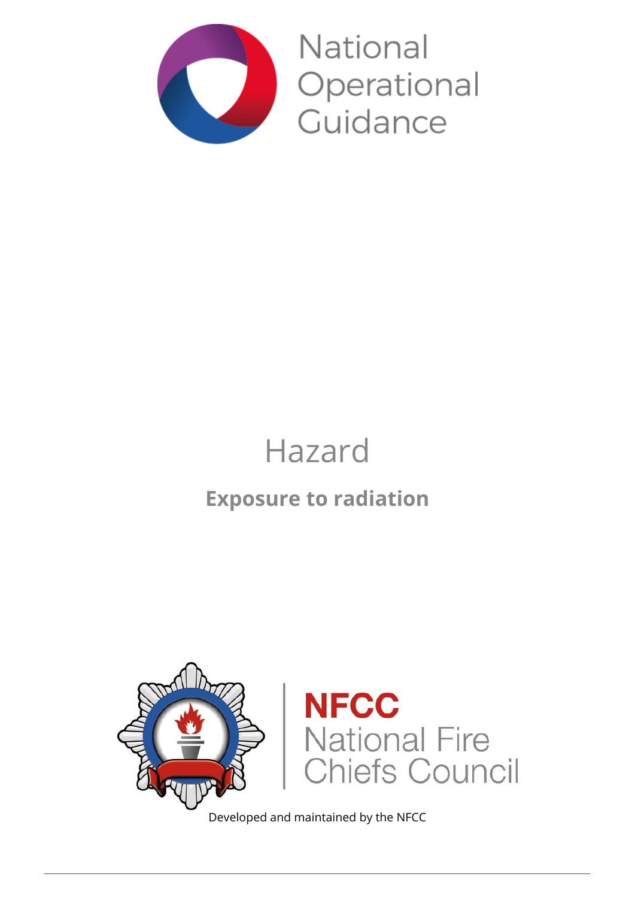National Operational Guidance

# Hazard

## Exposure to radiation

NFCC National Fire Chiefs Council

Developed and maintained by the NFCC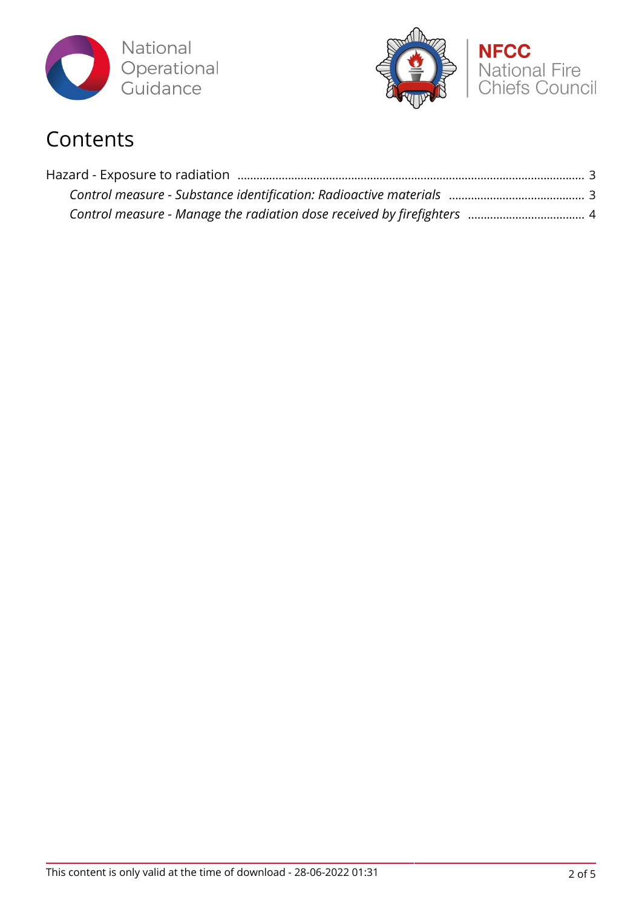# Contents

Hazard - Exposure to radiation ........................................................................................................... 3

*Control measure - Substance identification: Radioactive materials* .......................................... 3

*Control measure - Manage the radiation dose received by firefighters* .................................... 4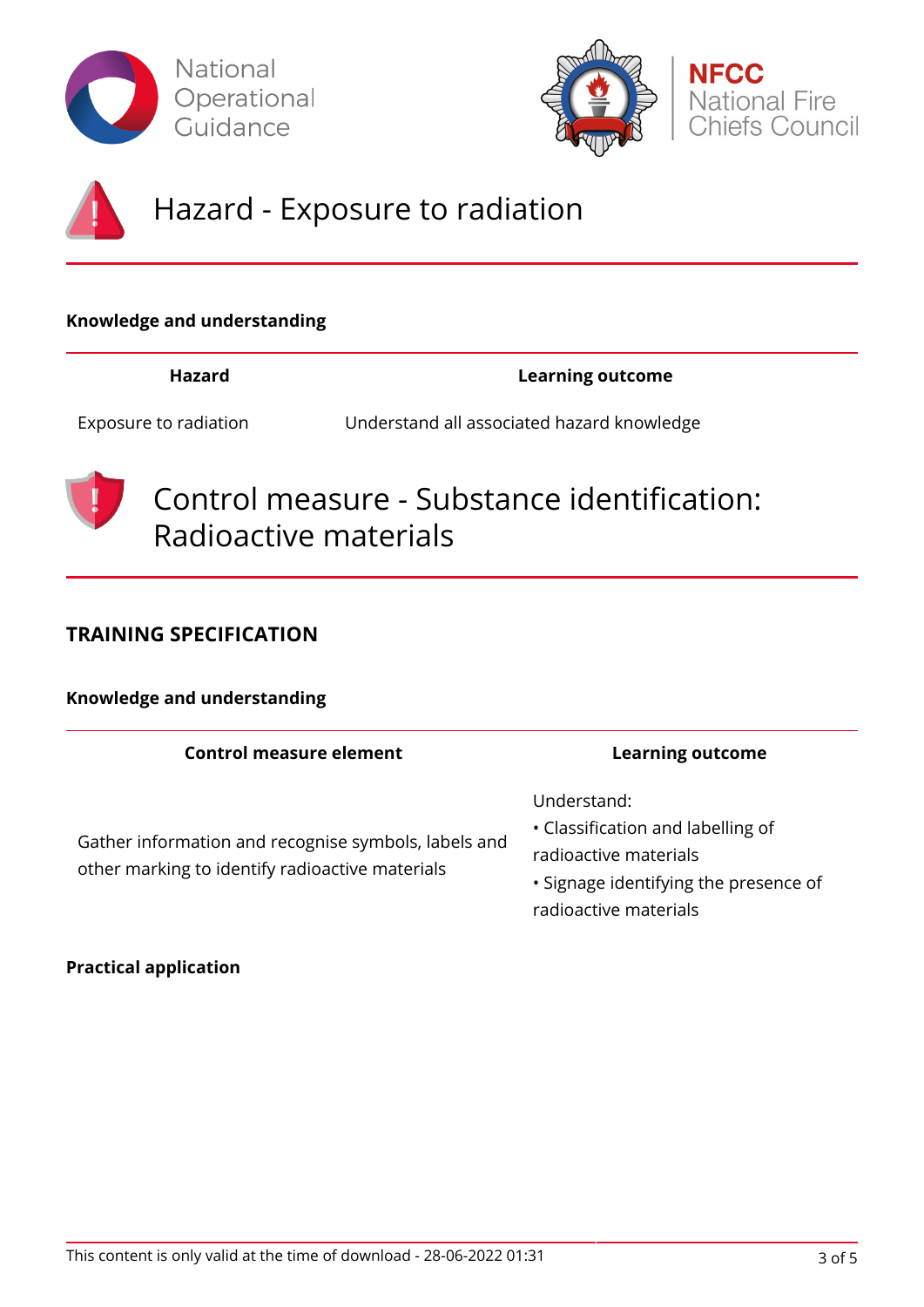# Hazard - Exposure to radiation

**Knowledge and understanding**

| Hazard | Learning outcome |
|---|---|
| Exposure to radiation | Understand all associated hazard knowledge |

# Control measure - Substance identification: Radioactive materials

## TRAINING SPECIFICATION

**Knowledge and understanding**

| Control measure element | Learning outcome |
|---|---|
| Gather information and recognise symbols, labels and other marking to identify radioactive materials | Understand:<br>• Classification and labelling of radioactive materials<br>• Signage identifying the presence of radioactive materials |

**Practical application**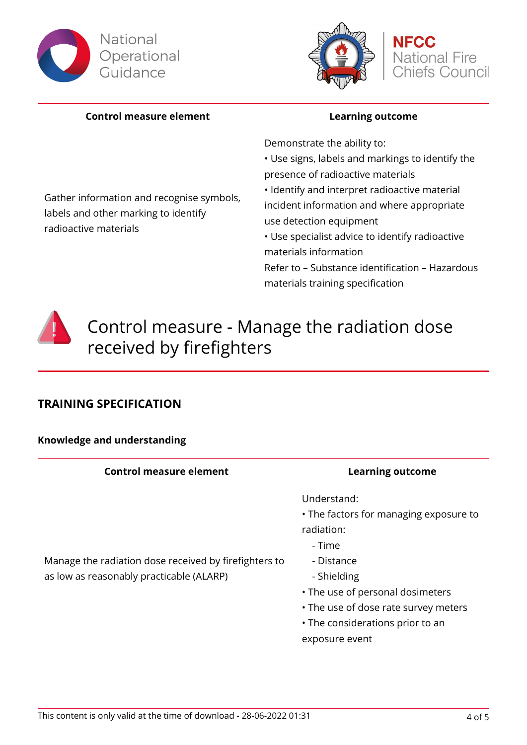| Control measure element | Learning outcome |
|---|---|
| Gather information and recognise symbols, labels and other marking to identify radioactive materials | Demonstrate the ability to:<br>• Use signs, labels and markings to identify the presence of radioactive materials<br>• Identify and interpret radioactive material incident information and where appropriate use detection equipment<br>• Use specialist advice to identify radioactive materials information<br>Refer to – Substance identification – Hazardous materials training specification |

# Control measure - Manage the radiation dose received by firefighters

## TRAINING SPECIFICATION

### Knowledge and understanding

| Control measure element | Learning outcome |
|---|---|
| Manage the radiation dose received by firefighters to as low as reasonably practicable (ALARP) | Understand:<br>• The factors for managing exposure to radiation:<br>- Time<br>- Distance<br>- Shielding<br>• The use of personal dosimeters<br>• The use of dose rate survey meters<br>• The considerations prior to an exposure event |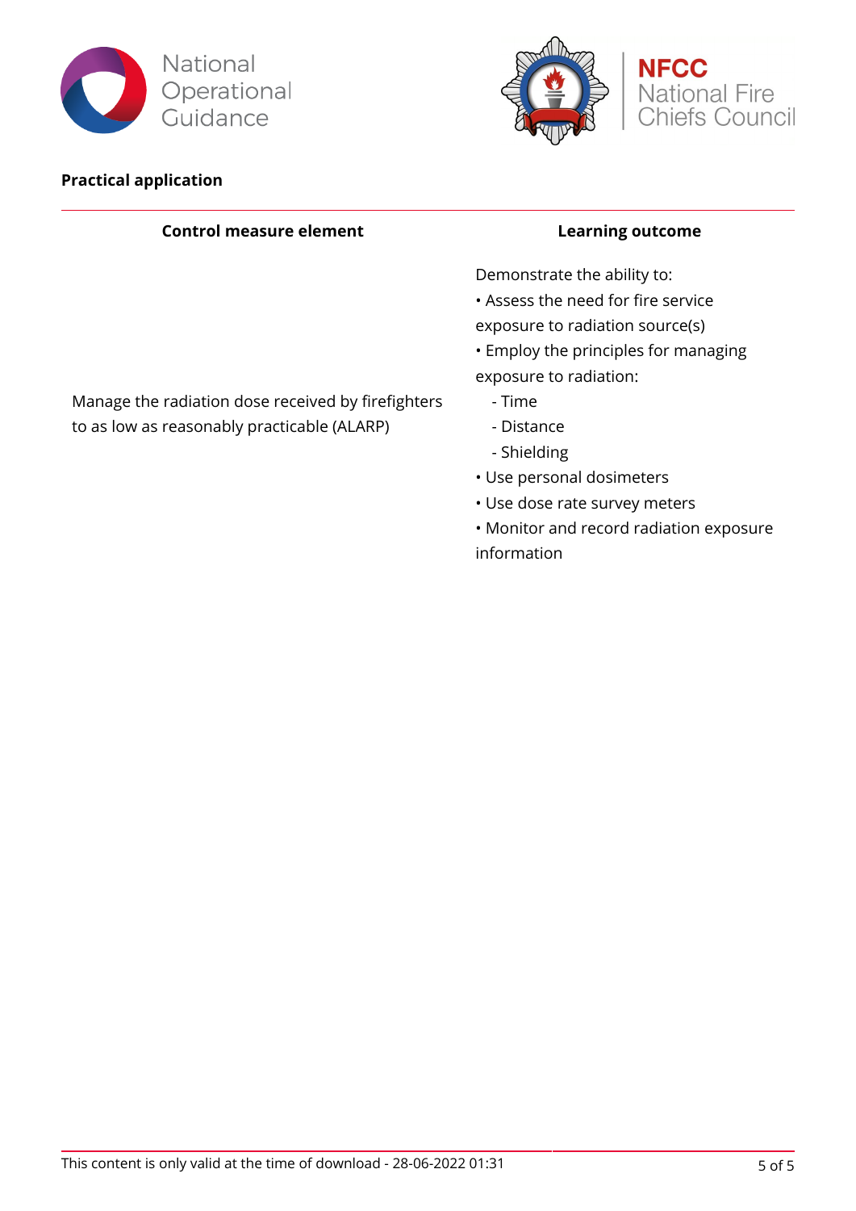**Practical application**

| Control measure element | Learning outcome |
|---|---|
| Manage the radiation dose received by firefighters to as low as reasonably practicable (ALARP) | Demonstrate the ability to:<br>• Assess the need for fire service exposure to radiation source(s)<br>• Employ the principles for managing exposure to radiation:<br>- Time<br>- Distance<br>- Shielding<br>• Use personal dosimeters<br>• Use dose rate survey meters<br>• Monitor and record radiation exposure information |

This content is only valid at the time of download - 28-06-2022 01:31